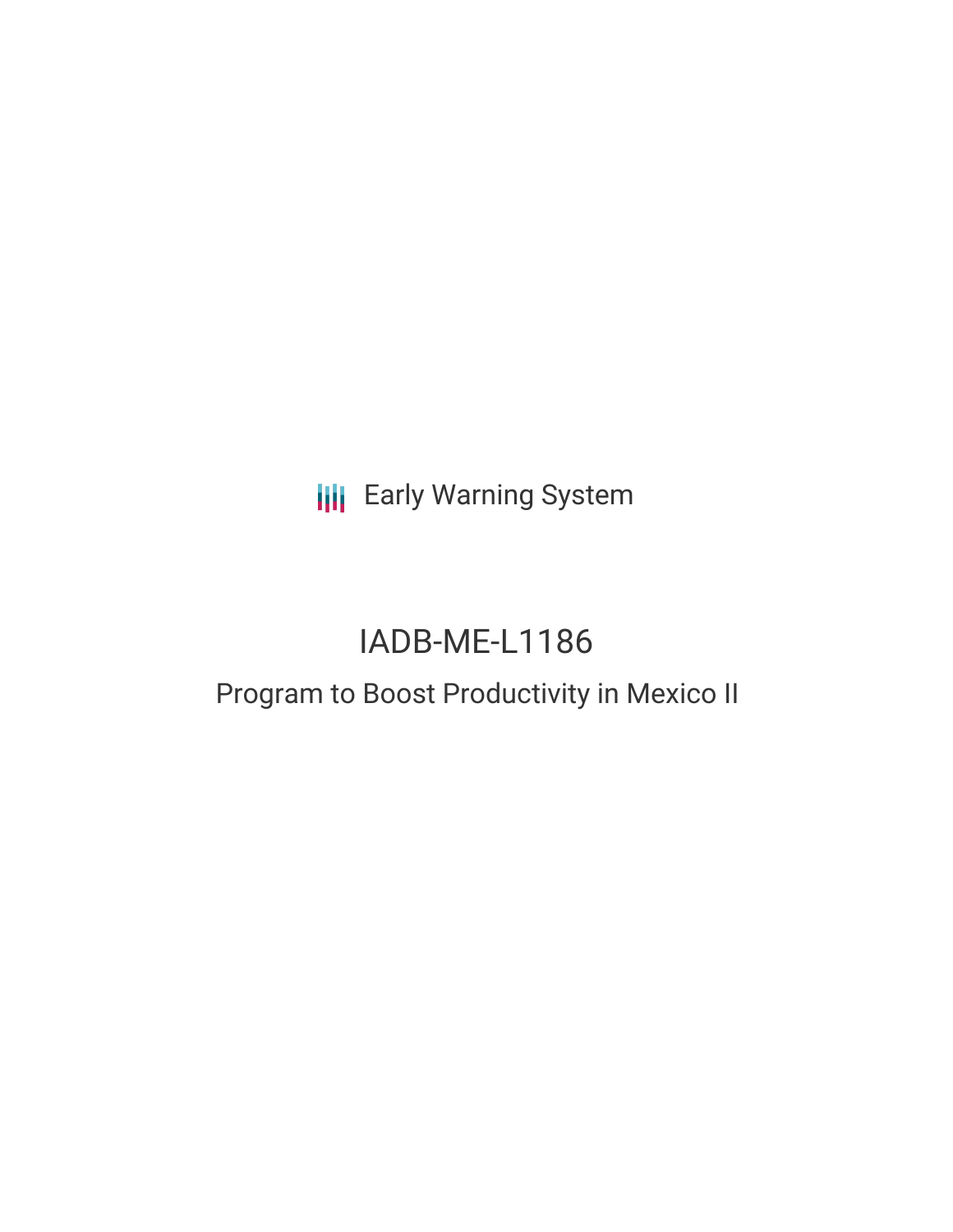Early Warning System

# IADB-ME-L1186

## Program to Boost Productivity in Mexico II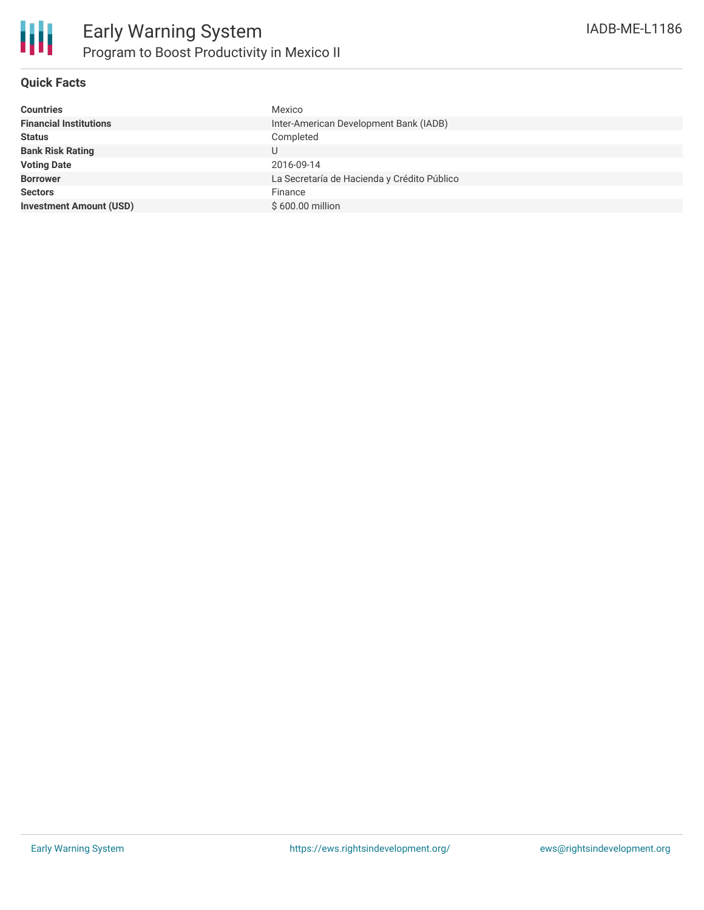# Early Warning System

## Program to Boost Productivity in Mexico II

IADB-ME-L1186

### Quick Facts

| | |
|---|---|
| **Countries** | Mexico |
| **Financial Institutions** | Inter-American Development Bank (IADB) |
| **Status** | Completed |
| **Bank Risk Rating** | U |
| **Voting Date** | 2016-09-14 |
| **Borrower** | La Secretaría de Hacienda y Crédito Público |
| **Sectors** | Finance |
| **Investment Amount (USD)** | $ 600.00 million |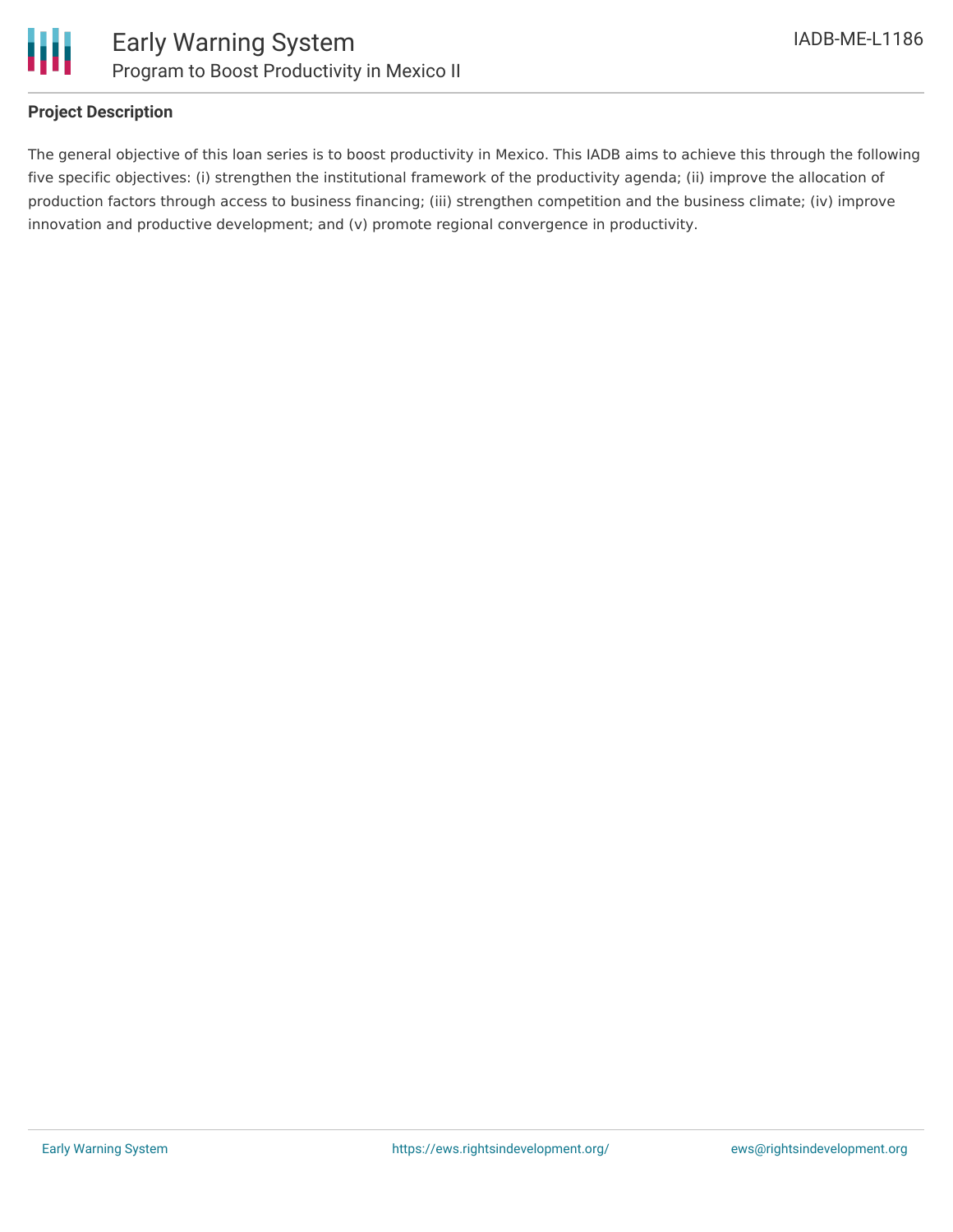## Project Description

The general objective of this loan series is to boost productivity in Mexico. This IADB aims to achieve this through the following five specific objectives: (i) strengthen the institutional framework of the productivity agenda; (ii) improve the allocation of production factors through access to business financing; (iii) strengthen competition and the business climate; (iv) improve innovation and productive development; and (v) promote regional convergence in productivity.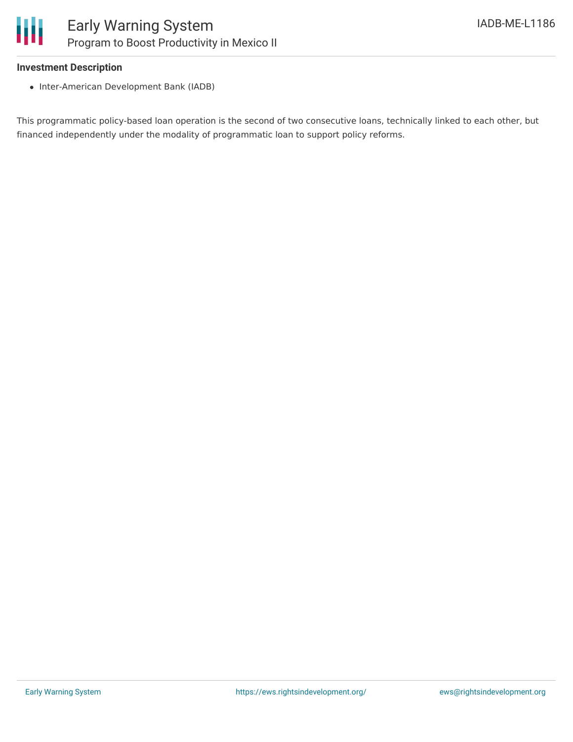### Investment Description

- Inter-American Development Bank (IADB)

This programmatic policy-based loan operation is the second of two consecutive loans, technically linked to each other, but financed independently under the modality of programmatic loan to support policy reforms.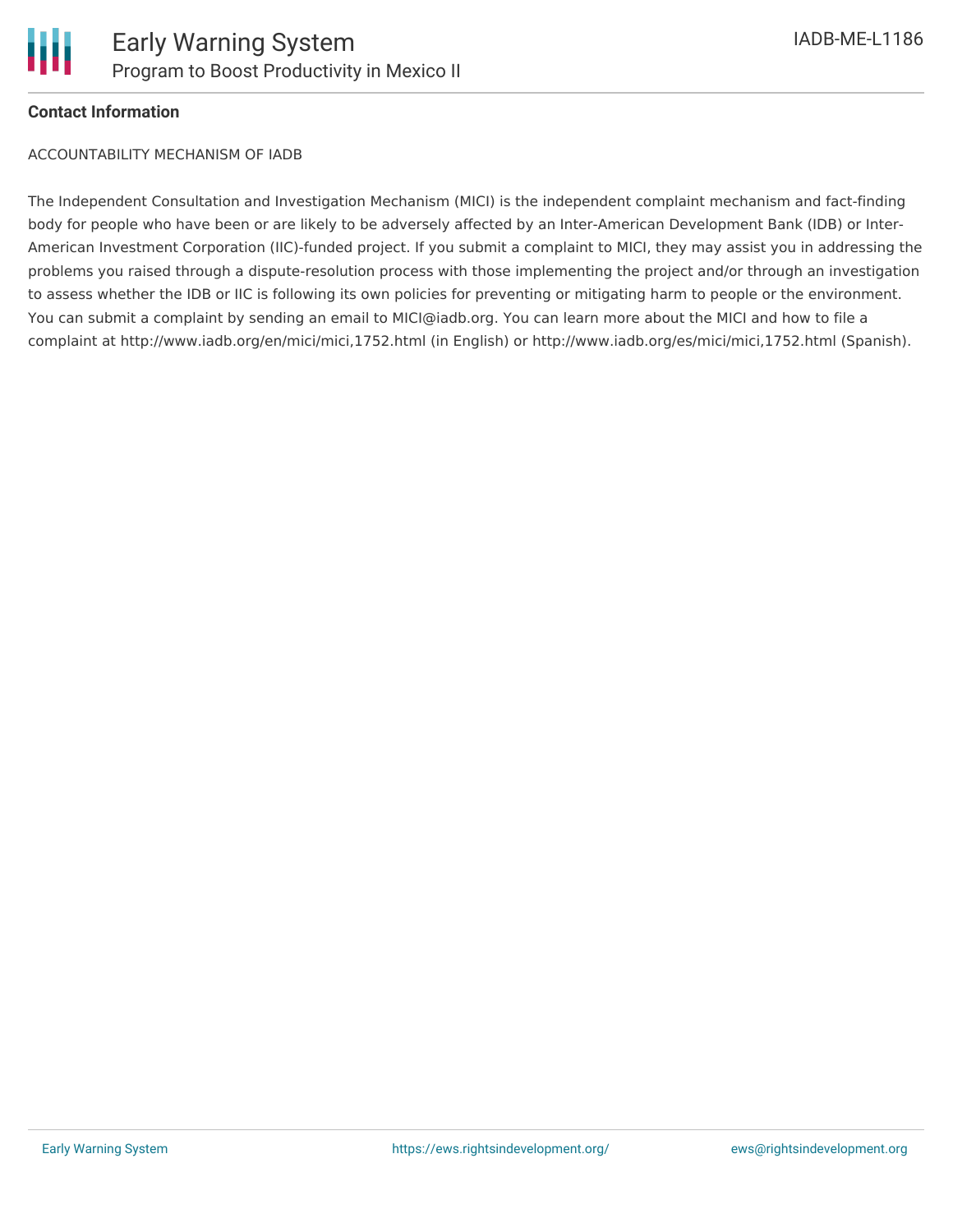**Contact Information**

ACCOUNTABILITY MECHANISM OF IADB

The Independent Consultation and Investigation Mechanism (MICI) is the independent complaint mechanism and fact-finding body for people who have been or are likely to be adversely affected by an Inter-American Development Bank (IDB) or Inter-American Investment Corporation (IIC)-funded project. If you submit a complaint to MICI, they may assist you in addressing the problems you raised through a dispute-resolution process with those implementing the project and/or through an investigation to assess whether the IDB or IIC is following its own policies for preventing or mitigating harm to people or the environment. You can submit a complaint by sending an email to MICI@iadb.org. You can learn more about the MICI and how to file a complaint at http://www.iadb.org/en/mici/mici,1752.html (in English) or http://www.iadb.org/es/mici/mici,1752.html (Spanish).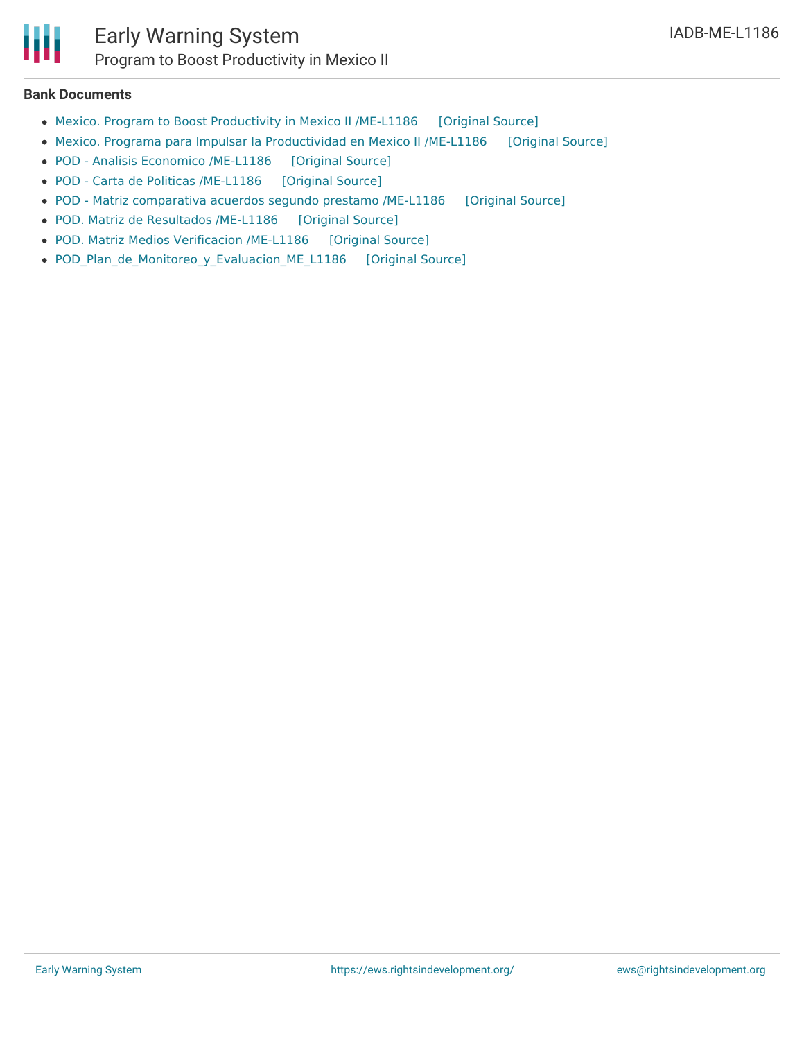### Bank Documents

- Mexico. Program to Boost Productivity in Mexico II /ME-L1186 [Original Source]
- Mexico. Programa para Impulsar la Productividad en Mexico II /ME-L1186 [Original Source]
- POD - Analisis Economico /ME-L1186 [Original Source]
- POD - Carta de Politicas /ME-L1186 [Original Source]
- POD - Matriz comparativa acuerdos segundo prestamo /ME-L1186 [Original Source]
- POD. Matriz de Resultados /ME-L1186 [Original Source]
- POD. Matriz Medios Verificacion /ME-L1186 [Original Source]
- POD_Plan_de_Monitoreo_y_Evaluacion_ME_L1186 [Original Source]